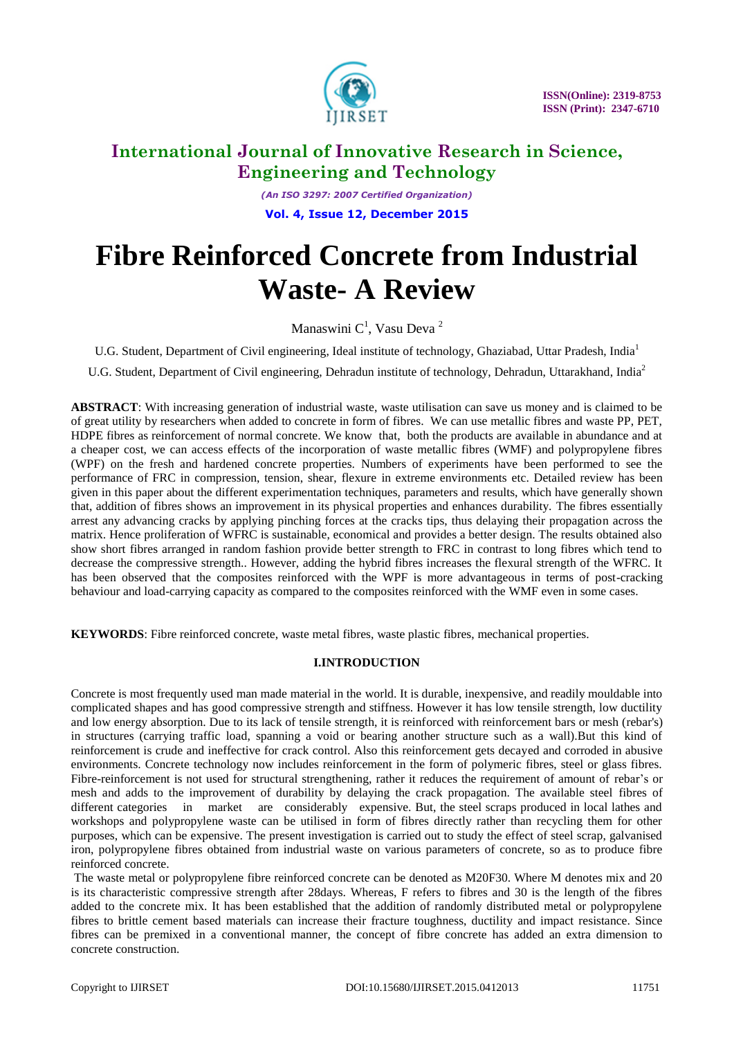# Fibre Reinforced Concrete from Industrial Waste- A Review

Manaswini C[1], Vasu Deva[2]

U.G. Student, Department of Civil engineering, Ideal institute of technology, Ghaziabad, Uttar Pradesh, India[1]

U.G. Student, Department of Civil engineering, Dehradun institute of technology, Dehradun, Uttarakhand, India[2]

**ABSTRACT**: With increasing generation of industrial waste, waste utilisation can save us money and is claimed to be of great utility by researchers when added to concrete in form of fibres. We can use metallic fibres and waste PP, PET, HDPE fibres as reinforcement of normal concrete. We know that, both the products are available in abundance and at a cheaper cost, we can access effects of the incorporation of waste metallic fibres (WMF) and polypropylene fibres (WPF) on the fresh and hardened concrete properties. Numbers of experiments have been performed to see the performance of FRC in compression, tension, shear, flexure in extreme environments etc. Detailed review has been given in this paper about the different experimentation techniques, parameters and results, which have generally shown that, addition of fibres shows an improvement in its physical properties and enhances durability. The fibres essentially arrest any advancing cracks by applying pinching forces at the cracks tips, thus delaying their propagation across the matrix. Hence proliferation of WFRC is sustainable, economical and provides a better design. The results obtained also show short fibres arranged in random fashion provide better strength to FRC in contrast to long fibres which tend to decrease the compressive strength.. However, adding the hybrid fibres increases the flexural strength of the WFRC. It has been observed that the composites reinforced with the WPF is more advantageous in terms of post-cracking behaviour and load-carrying capacity as compared to the composites reinforced with the WMF even in some cases.

**KEYWORDS**: Fibre reinforced concrete, waste metal fibres, waste plastic fibres, mechanical properties.

## I.INTRODUCTION

Concrete is most frequently used man made material in the world. It is durable, inexpensive, and readily mouldable into complicated shapes and has good compressive strength and stiffness. However it has low tensile strength, low ductility and low energy absorption. Due to its lack of tensile strength, it is reinforced with reinforcement bars or mesh (rebar's) in structures (carrying traffic load, spanning a void or bearing another structure such as a wall).But this kind of reinforcement is crude and ineffective for crack control. Also this reinforcement gets decayed and corroded in abusive environments. Concrete technology now includes reinforcement in the form of polymeric fibres, steel or glass fibres. Fibre-reinforcement is not used for structural strengthening, rather it reduces the requirement of amount of rebar's or mesh and adds to the improvement of durability by delaying the crack propagation. The available steel fibres of different categories in market are considerably expensive. But, the steel scraps produced in local lathes and workshops and polypropylene waste can be utilised in form of fibres directly rather than recycling them for other purposes, which can be expensive. The present investigation is carried out to study the effect of steel scrap, galvanised iron, polypropylene fibres obtained from industrial waste on various parameters of concrete, so as to produce fibre reinforced concrete.

The waste metal or polypropylene fibre reinforced concrete can be denoted as M20F30. Where M denotes mix and 20 is its characteristic compressive strength after 28days. Whereas, F refers to fibres and 30 is the length of the fibres added to the concrete mix. It has been established that the addition of randomly distributed metal or polypropylene fibres to brittle cement based materials can increase their fracture toughness, ductility and impact resistance. Since fibres can be premixed in a conventional manner, the concept of fibre concrete has added an extra dimension to concrete construction.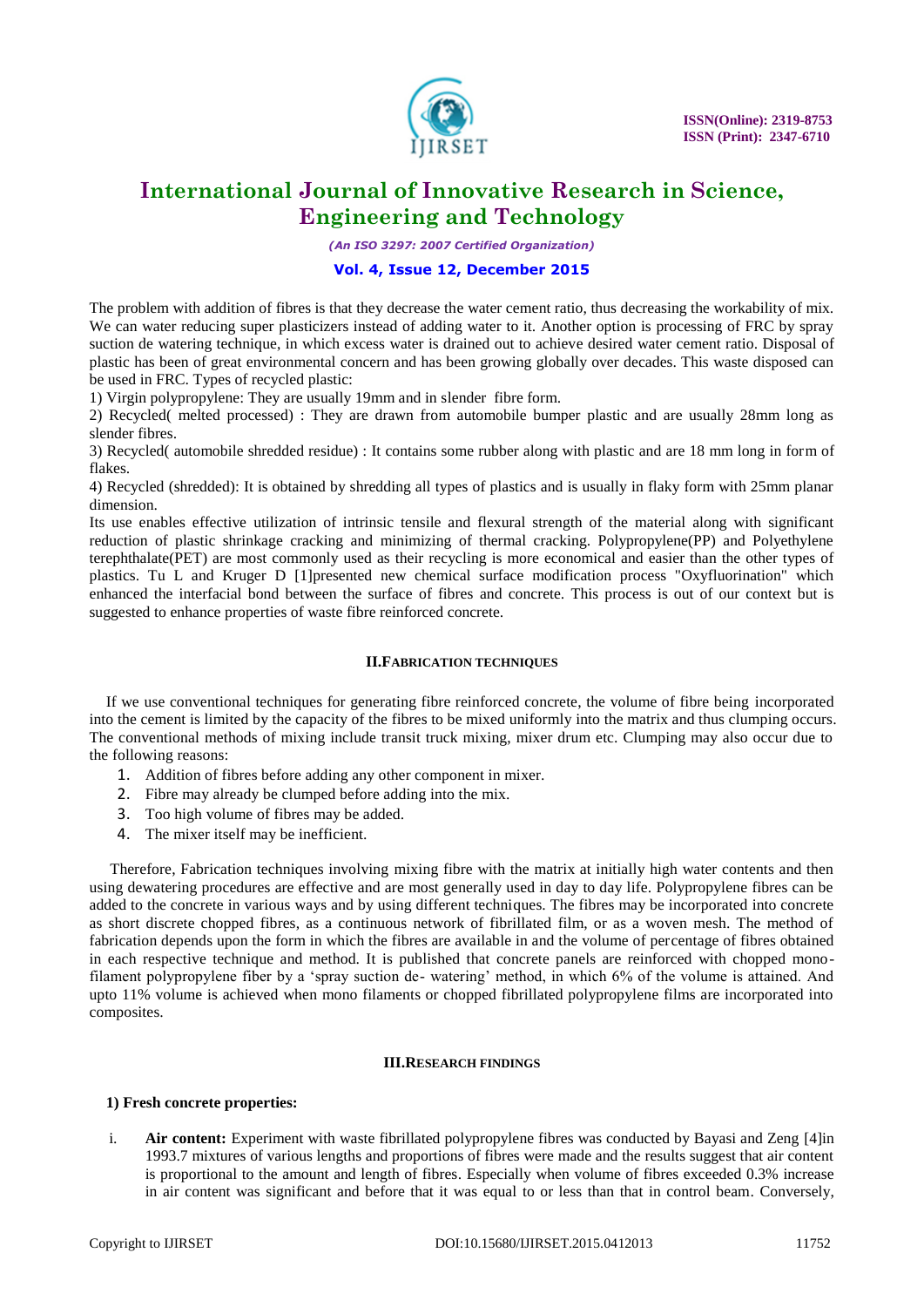The problem with addition of fibres is that they decrease the water cement ratio, thus decreasing the workability of mix. We can water reducing super plasticizers instead of adding water to it. Another option is processing of FRC by spray suction de watering technique, in which excess water is drained out to achieve desired water cement ratio. Disposal of plastic has been of great environmental concern and has been growing globally over decades. This waste disposed can be used in FRC. Types of recycled plastic:

1) Virgin polypropylene: They are usually 19mm and in slender fibre form.

2) Recycled( melted processed) : They are drawn from automobile bumper plastic and are usually 28mm long as slender fibres.

3) Recycled( automobile shredded residue) : It contains some rubber along with plastic and are 18 mm long in form of flakes.

4) Recycled (shredded): It is obtained by shredding all types of plastics and is usually in flaky form with 25mm planar dimension.

Its use enables effective utilization of intrinsic tensile and flexural strength of the material along with significant reduction of plastic shrinkage cracking and minimizing of thermal cracking. Polypropylene(PP) and Polyethylene terephthalate(PET) are most commonly used as their recycling is more economical and easier than the other types of plastics. Tu L and Kruger D [1]presented new chemical surface modification process "Oxyfluorination" which enhanced the interfacial bond between the surface of fibres and concrete. This process is out of our context but is suggested to enhance properties of waste fibre reinforced concrete.

## II.FABRICATION TECHNIQUES

If we use conventional techniques for generating fibre reinforced concrete, the volume of fibre being incorporated into the cement is limited by the capacity of the fibres to be mixed uniformly into the matrix and thus clumping occurs. The conventional methods of mixing include transit truck mixing, mixer drum etc. Clumping may also occur due to the following reasons:

1. Addition of fibres before adding any other component in mixer.
2. Fibre may already be clumped before adding into the mix.
3. Too high volume of fibres may be added.
4. The mixer itself may be inefficient.

Therefore, Fabrication techniques involving mixing fibre with the matrix at initially high water contents and then using dewatering procedures are effective and are most generally used in day to day life. Polypropylene fibres can be added to the concrete in various ways and by using different techniques. The fibres may be incorporated into concrete as short discrete chopped fibres, as a continuous network of fibrillated film, or as a woven mesh. The method of fabrication depends upon the form in which the fibres are available in and the volume of percentage of fibres obtained in each respective technique and method. It is published that concrete panels are reinforced with chopped mono-filament polypropylene fiber by a 'spray suction de- watering' method, in which 6% of the volume is attained. And upto 11% volume is achieved when mono filaments or chopped fibrillated polypropylene films are incorporated into composites.

## III.RESEARCH FINDINGS

**1) Fresh concrete properties:**

i. **Air content:** Experiment with waste fibrillated polypropylene fibres was conducted by Bayasi and Zeng [4]in 1993.7 mixtures of various lengths and proportions of fibres were made and the results suggest that air content is proportional to the amount and length of fibres. Especially when volume of fibres exceeded 0.3% increase in air content was significant and before that it was equal to or less than that in control beam. Conversely,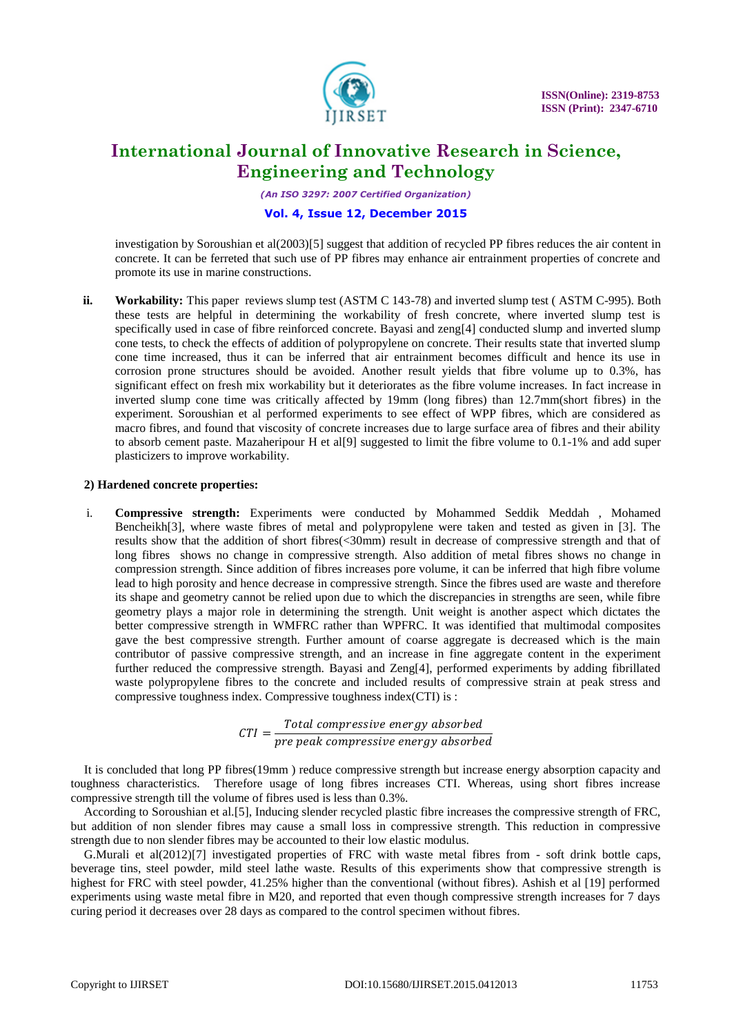investigation by Soroushian et al(2003)[5] suggest that addition of recycled PP fibres reduces the air content in concrete. It can be ferreted that such use of PP fibres may enhance air entrainment properties of concrete and promote its use in marine constructions.

**ii. Workability:** This paper reviews slump test (ASTM C 143-78) and inverted slump test ( ASTM C-995). Both these tests are helpful in determining the workability of fresh concrete, where inverted slump test is specifically used in case of fibre reinforced concrete. Bayasi and zeng[4] conducted slump and inverted slump cone tests, to check the effects of addition of polypropylene on concrete. Their results state that inverted slump cone time increased, thus it can be inferred that air entrainment becomes difficult and hence its use in corrosion prone structures should be avoided. Another result yields that fibre volume up to 0.3%, has significant effect on fresh mix workability but it deteriorates as the fibre volume increases. In fact increase in inverted slump cone time was critically affected by 19mm (long fibres) than 12.7mm(short fibres) in the experiment. Soroushian et al performed experiments to see effect of WPP fibres, which are considered as macro fibres, and found that viscosity of concrete increases due to large surface area of fibres and their ability to absorb cement paste. Mazaheripour H et al[9] suggested to limit the fibre volume to 0.1-1% and add super plasticizers to improve workability.

**2) Hardened concrete properties:**

i. **Compressive strength:** Experiments were conducted by Mohammed Seddik Meddah , Mohamed Bencheikh[3], where waste fibres of metal and polypropylene were taken and tested as given in [3]. The results show that the addition of short fibres(<30mm) result in decrease of compressive strength and that of long fibres shows no change in compressive strength. Also addition of metal fibres shows no change in compression strength. Since addition of fibres increases pore volume, it can be inferred that high fibre volume lead to high porosity and hence decrease in compressive strength. Since the fibres used are waste and therefore its shape and geometry cannot be relied upon due to which the discrepancies in strengths are seen, while fibre geometry plays a major role in determining the strength. Unit weight is another aspect which dictates the better compressive strength in WMFRC rather than WPFRC. It was identified that multimodal composites gave the best compressive strength. Further amount of coarse aggregate is decreased which is the main contributor of passive compressive strength, and an increase in fine aggregate content in the experiment further reduced the compressive strength. Bayasi and Zeng[4], performed experiments by adding fibrillated waste polypropylene fibres to the concrete and included results of compressive strain at peak stress and compressive toughness index. Compressive toughness index(CTI) is :

$$CTI = \frac{Total\ compressive\ energy\ absorbed}{pre\ peak\ compressive\ energy\ absorbed}$$

It is concluded that long PP fibres(19mm ) reduce compressive strength but increase energy absorption capacity and toughness characteristics. Therefore usage of long fibres increases CTI. Whereas, using short fibres increase compressive strength till the volume of fibres used is less than 0.3%.

According to Soroushian et al.[5], Inducing slender recycled plastic fibre increases the compressive strength of FRC, but addition of non slender fibres may cause a small loss in compressive strength. This reduction in compressive strength due to non slender fibres may be accounted to their low elastic modulus.

G.Murali et al(2012)[7] investigated properties of FRC with waste metal fibres from - soft drink bottle caps, beverage tins, steel powder, mild steel lathe waste. Results of this experiments show that compressive strength is highest for FRC with steel powder, 41.25% higher than the conventional (without fibres). Ashish et al [19] performed experiments using waste metal fibre in M20, and reported that even though compressive strength increases for 7 days curing period it decreases over 28 days as compared to the control specimen without fibres.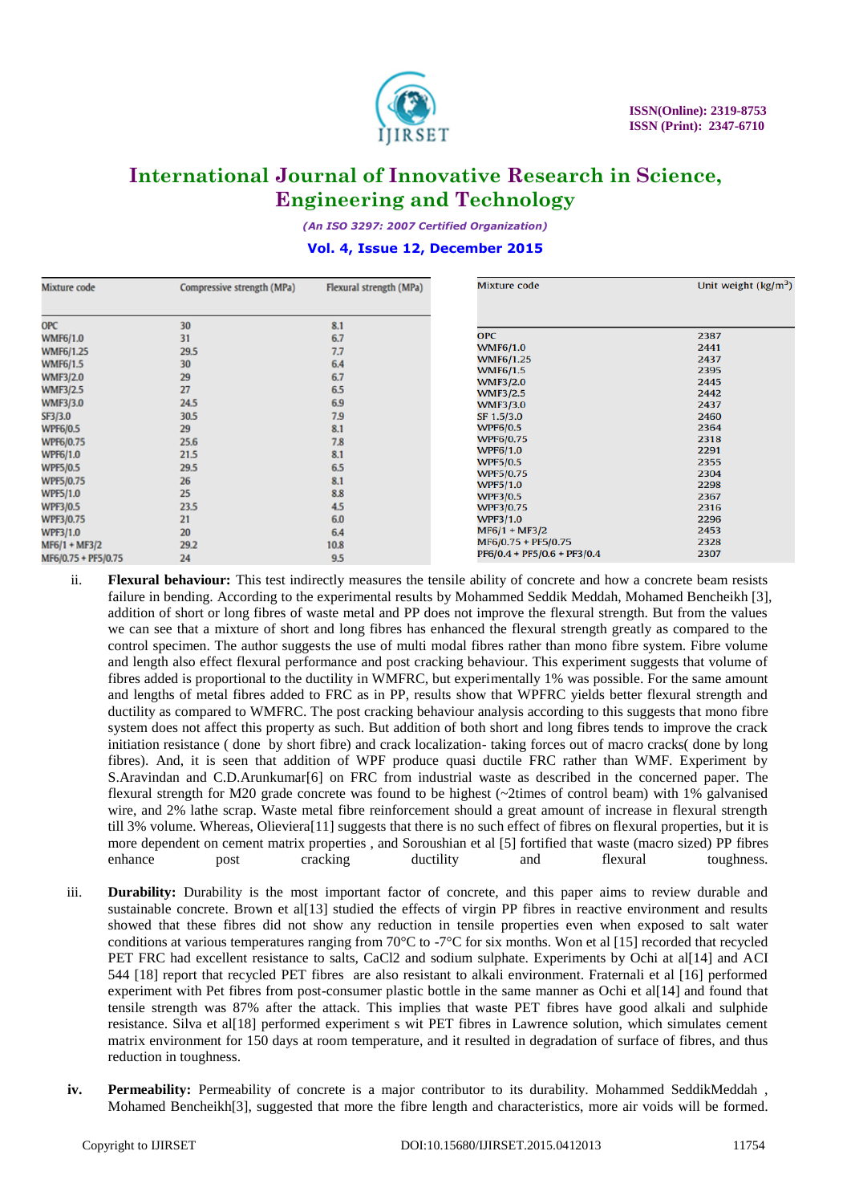| Mixture code | Compressive strength (MPa) | Flexural strength (MPa) |
|---|---|---|
| OPC | 30 | 8.1 |
| WMF6/1.0 | 31 | 6.7 |
| WMF6/1.25 | 29.5 | 7.7 |
| WMF6/1.5 | 30 | 6.4 |
| WMF3/2.0 | 29 | 6.7 |
| WMF3/2.5 | 27 | 6.5 |
| WMF3/3.0 | 24.5 | 6.9 |
| SF3/3.0 | 30.5 | 7.9 |
| WPF6/0.5 | 29 | 8.1 |
| WPF6/0.75 | 25.6 | 7.8 |
| WPF6/1.0 | 21.5 | 8.1 |
| WPF5/0.5 | 29.5 | 6.5 |
| WPF5/0.75 | 26 | 8.1 |
| WPF5/1.0 | 25 | 8.8 |
| WPF3/0.5 | 23.5 | 4.5 |
| WPF3/0.75 | 21 | 6.0 |
| WPF3/1.0 | 20 | 6.4 |
| MF6/1 + MF3/2 | 29.2 | 10.8 |
| MF6/0.75 + PF5/0.75 | 24 | 9.5 |

| Mixture code | Unit weight (kg/m$^3$) |
|---|---|
| OPC | 2387 |
| WMF6/1.0 | 2441 |
| WMF6/1.25 | 2437 |
| WMF6/1.5 | 2395 |
| WMF3/2.0 | 2445 |
| WMF3/2.5 | 2442 |
| WMF3/3.0 | 2437 |
| SF 1.5/3.0 | 2460 |
| WPF6/0.5 | 2364 |
| WPF6/0.75 | 2318 |
| WPF6/1.0 | 2291 |
| WPF5/0.5 | 2355 |
| WPF5/0.75 | 2304 |
| WPF5/1.0 | 2298 |
| WPF3/0.5 | 2367 |
| WPF3/0.75 | 2316 |
| WPF3/1.0 | 2296 |
| MF6/1 + MF3/2 | 2453 |
| MF6/0.75 + PF5/0.75 | 2328 |
| PF6/0.4 + PF5/0.6 + PF3/0.4 | 2307 |

ii. **Flexural behaviour:** This test indirectly measures the tensile ability of concrete and how a concrete beam resists failure in bending. According to the experimental results by Mohammed Seddik Meddah, Mohamed Bencheikh [3], addition of short or long fibres of waste metal and PP does not improve the flexural strength. But from the values we can see that a mixture of short and long fibres has enhanced the flexural strength greatly as compared to the control specimen. The author suggests the use of multi modal fibres rather than mono fibre system. Fibre volume and length also effect flexural performance and post cracking behaviour. This experiment suggests that volume of fibres added is proportional to the ductility in WMFRC, but experimentally 1% was possible. For the same amount and lengths of metal fibres added to FRC as in PP, results show that WPFRC yields better flexural strength and ductility as compared to WMFRC. The post cracking behaviour analysis according to this suggests that mono fibre system does not affect this property as such. But addition of both short and long fibres tends to improve the crack initiation resistance ( done by short fibre) and crack localization- taking forces out of macro cracks( done by long fibres). And, it is seen that addition of WPF produce quasi ductile FRC rather than WMF. Experiment by S.Aravindan and C.D.Arunkumar[6] on FRC from industrial waste as described in the concerned paper. The flexural strength for M20 grade concrete was found to be highest (~2times of control beam) with 1% galvanised wire, and 2% lathe scrap. Waste metal fibre reinforcement should a great amount of increase in flexural strength till 3% volume. Whereas, Olieviera[11] suggests that there is no such effect of fibres on flexural properties, but it is more dependent on cement matrix properties , and Soroushian et al [5] fortified that waste (macro sized) PP fibres enhance post cracking ductility and flexural toughness.

iii. **Durability:** Durability is the most important factor of concrete, and this paper aims to review durable and sustainable concrete. Brown et al[13] studied the effects of virgin PP fibres in reactive environment and results showed that these fibres did not show any reduction in tensile properties even when exposed to salt water conditions at various temperatures ranging from 70°C to -7°C for six months. Won et al [15] recorded that recycled PET FRC had excellent resistance to salts, CaCl2 and sodium sulphate. Experiments by Ochi at al[14] and ACI 544 [18] report that recycled PET fibres are also resistant to alkali environment. Fraternali et al [16] performed experiment with Pet fibres from post-consumer plastic bottle in the same manner as Ochi et al[14] and found that tensile strength was 87% after the attack. This implies that waste PET fibres have good alkali and sulphide resistance. Silva et al[18] performed experiment s wit PET fibres in Lawrence solution, which simulates cement matrix environment for 150 days at room temperature, and it resulted in degradation of surface of fibres, and thus reduction in toughness.

**iv.** **Permeability:** Permeability of concrete is a major contributor to its durability. Mohammed SeddikMeddah , Mohamed Bencheikh[3], suggested that more the fibre length and characteristics, more air voids will be formed.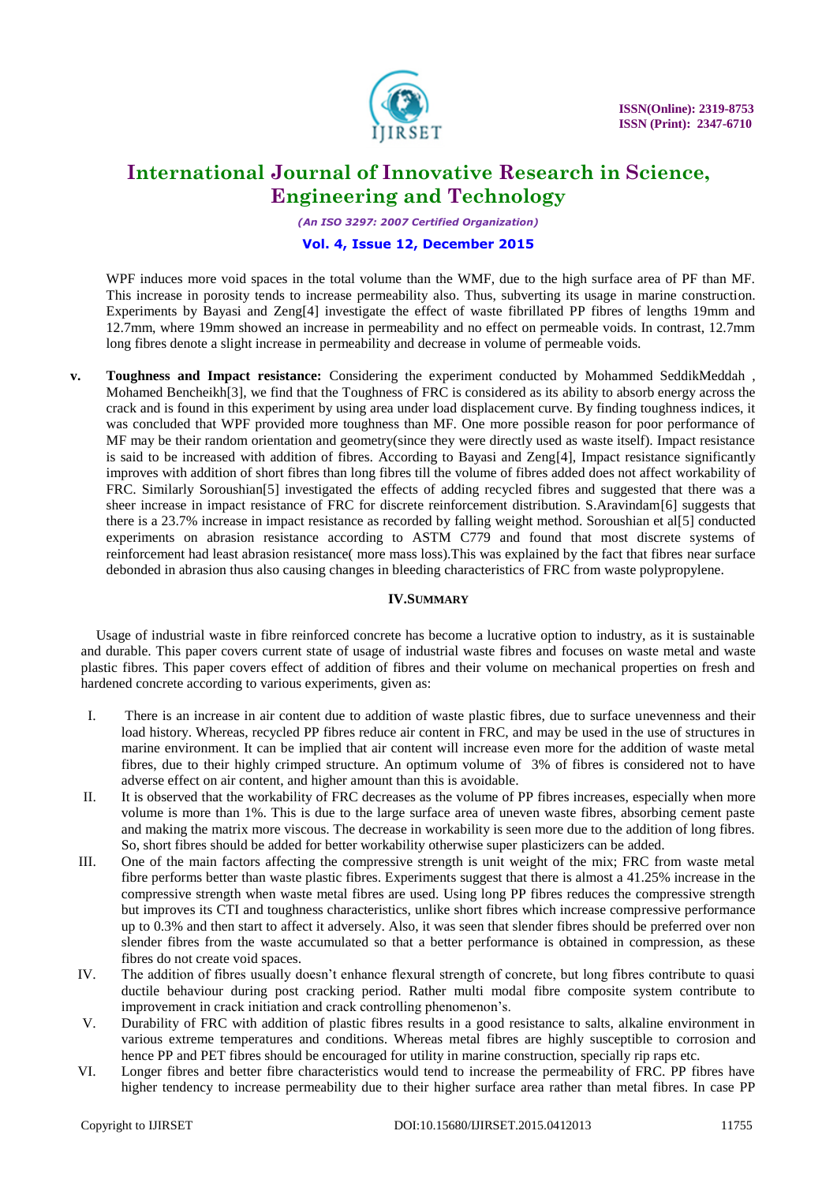WPF induces more void spaces in the total volume than the WMF, due to the high surface area of PF than MF. This increase in porosity tends to increase permeability also. Thus, subverting its usage in marine construction. Experiments by Bayasi and Zeng[4] investigate the effect of waste fibrillated PP fibres of lengths 19mm and 12.7mm, where 19mm showed an increase in permeability and no effect on permeable voids. In contrast, 12.7mm long fibres denote a slight increase in permeability and decrease in volume of permeable voids.

v. **Toughness and Impact resistance:** Considering the experiment conducted by Mohammed SeddikMeddah , Mohamed Bencheikh[3], we find that the Toughness of FRC is considered as its ability to absorb energy across the crack and is found in this experiment by using area under load displacement curve. By finding toughness indices, it was concluded that WPF provided more toughness than MF. One more possible reason for poor performance of MF may be their random orientation and geometry(since they were directly used as waste itself). Impact resistance is said to be increased with addition of fibres. According to Bayasi and Zeng[4], Impact resistance significantly improves with addition of short fibres than long fibres till the volume of fibres added does not affect workability of FRC. Similarly Soroushian[5] investigated the effects of adding recycled fibres and suggested that there was a sheer increase in impact resistance of FRC for discrete reinforcement distribution. S.Aravindam[6] suggests that there is a 23.7% increase in impact resistance as recorded by falling weight method. Soroushian et al[5] conducted experiments on abrasion resistance according to ASTM C779 and found that most discrete systems of reinforcement had least abrasion resistance( more mass loss).This was explained by the fact that fibres near surface debonded in abrasion thus also causing changes in bleeding characteristics of FRC from waste polypropylene.

## IV. SUMMARY

Usage of industrial waste in fibre reinforced concrete has become a lucrative option to industry, as it is sustainable and durable. This paper covers current state of usage of industrial waste fibres and focuses on waste metal and waste plastic fibres. This paper covers effect of addition of fibres and their volume on mechanical properties on fresh and hardened concrete according to various experiments, given as:

I. There is an increase in air content due to addition of waste plastic fibres, due to surface unevenness and their load history. Whereas, recycled PP fibres reduce air content in FRC, and may be used in the use of structures in marine environment. It can be implied that air content will increase even more for the addition of waste metal fibres, due to their highly crimped structure. An optimum volume of 3% of fibres is considered not to have adverse effect on air content, and higher amount than this is avoidable.

II. It is observed that the workability of FRC decreases as the volume of PP fibres increases, especially when more volume is more than 1%. This is due to the large surface area of uneven waste fibres, absorbing cement paste and making the matrix more viscous. The decrease in workability is seen more due to the addition of long fibres. So, short fibres should be added for better workability otherwise super plasticizers can be added.

III. One of the main factors affecting the compressive strength is unit weight of the mix; FRC from waste metal fibre performs better than waste plastic fibres. Experiments suggest that there is almost a 41.25% increase in the compressive strength when waste metal fibres are used. Using long PP fibres reduces the compressive strength but improves its CTI and toughness characteristics, unlike short fibres which increase compressive performance up to 0.3% and then start to affect it adversely. Also, it was seen that slender fibres should be preferred over non slender fibres from the waste accumulated so that a better performance is obtained in compression, as these fibres do not create void spaces.

IV. The addition of fibres usually doesn't enhance flexural strength of concrete, but long fibres contribute to quasi ductile behaviour during post cracking period. Rather multi modal fibre composite system contribute to improvement in crack initiation and crack controlling phenomenon's.

V. Durability of FRC with addition of plastic fibres results in a good resistance to salts, alkaline environment in various extreme temperatures and conditions. Whereas metal fibres are highly susceptible to corrosion and hence PP and PET fibres should be encouraged for utility in marine construction, specially rip raps etc.

VI. Longer fibres and better fibre characteristics would tend to increase the permeability of FRC. PP fibres have higher tendency to increase permeability due to their higher surface area rather than metal fibres. In case PP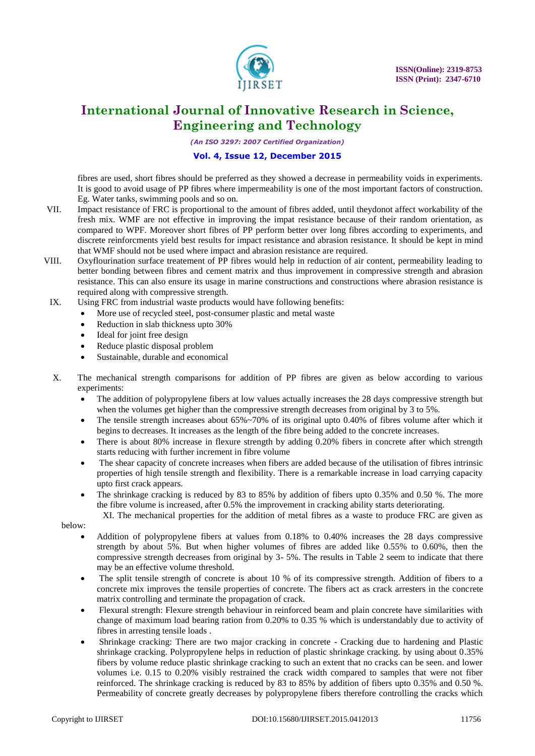fibres are used, short fibres should be preferred as they showed a decrease in permeability voids in experiments. It is good to avoid usage of PP fibres where impermeability is one of the most important factors of construction. Eg. Water tanks, swimming pools and so on.

VII. Impact resistance of FRC is proportional to the amount of fibres added, until theydonot affect workability of the fresh mix. WMF are not effective in improving the impat resistance because of their random orientation, as compared to WPF. Moreover short fibres of PP perform better over long fibres according to experiments, and discrete reinforcments yield best results for impact resistance and abrasion resistance. It should be kept in mind that WMF should not be used where impact and abrasion resistance are required.

VIII. Oxyflourination surface treatement of PP fibres would help in reduction of air content, permeability leading to better bonding between fibres and cement matrix and thus improvement in compressive strength and abrasion resistance. This can also ensure its usage in marine constructions and constructions where abrasion resistance is required along with compressive strength.

IX. Using FRC from industrial waste products would have following benefits:

- More use of recycled steel, post-consumer plastic and metal waste
- Reduction in slab thickness upto 30%
- Ideal for joint free design
- Reduce plastic disposal problem
- Sustainable, durable and economical

X. The mechanical strength comparisons for addition of PP fibres are given as below according to various experiments:

- The addition of polypropylene fibers at low values actually increases the 28 days compressive strength but when the volumes get higher than the compressive strength decreases from original by 3 to 5%.
- The tensile strength increases about 65%~70% of its original upto 0.40% of fibres volume after which it begins to decreases. It increases as the length of the fibre being added to the concrete increases.
- There is about 80% increase in flexure strength by adding 0.20% fibers in concrete after which strength starts reducing with further increment in fibre volume
- The shear capacity of concrete increases when fibers are added because of the utilisation of fibres intrinsic properties of high tensile strength and flexibility. There is a remarkable increase in load carrying capacity upto first crack appears.
- The shrinkage cracking is reduced by 83 to 85% by addition of fibers upto 0.35% and 0.50 %. The more the fibre volume is increased, after 0.5% the improvement in cracking ability starts deteriorating.

XI. The mechanical properties for the addition of metal fibres as a waste to produce FRC are given as below:

- Addition of polypropylene fibers at values from 0.18% to 0.40% increases the 28 days compressive strength by about 5%. But when higher volumes of fibres are added like 0.55% to 0.60%, then the compressive strength decreases from original by 3- 5%. The results in Table 2 seem to indicate that there may be an effective volume threshold.
- The split tensile strength of concrete is about 10 % of its compressive strength. Addition of fibers to a concrete mix improves the tensile properties of concrete. The fibers act as crack arresters in the concrete matrix controlling and terminate the propagation of crack.
- Flexural strength: Flexure strength behaviour in reinforced beam and plain concrete have similarities with change of maximum load bearing ration from 0.20% to 0.35 % which is understandably due to activity of fibres in arresting tensile loads .
- Shrinkage cracking: There are two major cracking in concrete - Cracking due to hardening and Plastic shrinkage cracking. Polypropylene helps in reduction of plastic shrinkage cracking. by using about 0.35% fibers by volume reduce plastic shrinkage cracking to such an extent that no cracks can be seen. and lower volumes i.e. 0.15 to 0.20% visibly restrained the crack width compared to samples that were not fiber reinforced. The shrinkage cracking is reduced by 83 to 85% by addition of fibers upto 0.35% and 0.50 %. Permeability of concrete greatly decreases by polypropylene fibers therefore controlling the cracks which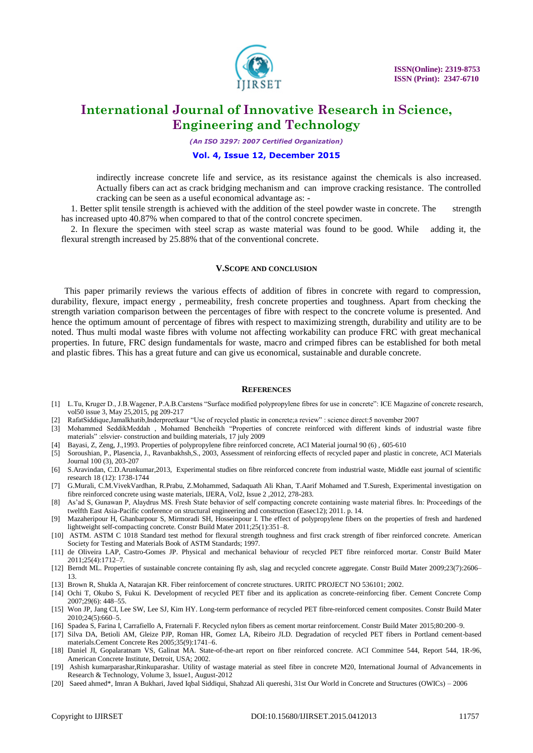indirectly increase concrete life and service, as its resistance against the chemicals is also increased. Actually fibers can act as crack bridging mechanism and can improve cracking resistance. The controlled cracking can be seen as a useful economical advantage as: -

1. Better split tensile strength is achieved with the addition of the steel powder waste in concrete. The strength has increased upto 40.87% when compared to that of the control concrete specimen.

2. In flexure the specimen with steel scrap as waste material was found to be good. While adding it, the flexural strength increased by 25.88% that of the conventional concrete.

## V.SCOPE AND CONCLUSION

This paper primarily reviews the various effects of addition of fibres in concrete with regard to compression, durability, flexure, impact energy , permeability, fresh concrete properties and toughness. Apart from checking the strength variation comparison between the percentages of fibre with respect to the concrete volume is presented. And hence the optimum amount of percentage of fibres with respect to maximizing strength, durability and utility are to be noted. Thus multi modal waste fibres with volume not affecting workability can produce FRC with great mechanical properties. In future, FRC design fundamentals for waste, macro and crimped fibres can be established for both metal and plastic fibres. This has a great future and can give us economical, sustainable and durable concrete.

## REFERENCES

[1] L.Tu, Kruger D., J.B.Wagener, P.A.B.Carstens "Surface modified polypropylene fibres for use in concrete": ICE Magazine of concrete research, vol50 issue 3, May 25,2015, pg 209-217

[2] RafatSiddique,Jamalkhatib,Inderpreetkaur "Use of recycled plastic in concrete;a review" : science direct:5 november 2007

[3] Mohammed SeddikMeddah , Mohamed Bencheikh "Properties of concrete reinforced with different kinds of industrial waste fibre materials" :elsvier- construction and building materials, 17 july 2009

[4] Bayasi, Z, Zeng, J.,1993. Properties of polypropylene fibre reinforced concrete, ACI Material journal 90 (6) , 605-610

[5] Soroushian, P., Plasencia, J., Ravanbakhsh,S., 2003, Assessment of reinforcing effects of recycled paper and plastic in concrete, ACI Materials Journal 100 (3), 203-207

[6] S.Aravindan, C.D.Arunkumar,2013, Experimental studies on fibre reinforced concrete from industrial waste, Middle east journal of scientific research 18 (12): 1738-1744

[7] G.Murali, C.M.VivekVardhan, R.Prabu, Z.Mohammed, Sadaquath Ali Khan, T.Aarif Mohamed and T.Suresh, Experimental investigation on fibre reinforced concrete using waste materials, IJERA, Vol2, Issue 2 ,2012, 278-283.

[8] As'ad S, Gunawan P, Alaydrus MS. Fresh State behavior of self compacting concrete containing waste material fibres. In: Proceedings of the twelfth East Asia-Pacific conference on structural engineering and construction (Easec12); 2011. p. 14.

[9] Mazaheripour H, Ghanbarpour S, Mirmoradi SH, Hosseinpour I. The effect of polypropylene fibers on the properties of fresh and hardened lightweight self-compacting concrete. Constr Build Mater 2011;25(1):351–8.

[10] ASTM. ASTM C 1018 Standard test method for flexural strength toughness and first crack strength of fiber reinforced concrete. American Society for Testing and Materials Book of ASTM Standards; 1997.

[11] de Oliveira LAP, Castro-Gomes JP. Physical and mechanical behaviour of recycled PET fibre reinforced mortar. Constr Build Mater 2011;25(4):1712–7.

[12] Berndt ML. Properties of sustainable concrete containing fly ash, slag and recycled concrete aggregate. Constr Build Mater 2009;23(7):2606–13.

[13] Brown R, Shukla A, Natarajan KR. Fiber reinforcement of concrete structures. URITC PROJECT NO 536101; 2002.

[14] Ochi T, Okubo S, Fukui K. Development of recycled PET fiber and its application as concrete-reinforcing fiber. Cement Concrete Comp 2007;29(6): 448–55.

[15] Won JP, Jang CI, Lee SW, Lee SJ, Kim HY. Long-term performance of recycled PET fibre-reinforced cement composites. Constr Build Mater 2010;24(5):660–5.

[16] Spadea S, Farina I, Carrafiello A, Fraternali F. Recycled nylon fibers as cement mortar reinforcement. Constr Build Mater 2015;80:200–9.

[17] Silva DA, Betioli AM, Gleize PJP, Roman HR, Gomez LA, Ribeiro JLD. Degradation of recycled PET fibers in Portland cement-based materials.Cement Concrete Res 2005;35(9):1741–6.

[18] Daniel JI, Gopalaratnam VS, Galinat MA. State-of-the-art report on fiber reinforced concrete. ACI Committee 544, Report 544, 1R-96, American Concrete Institute, Detroit, USA; 2002.

[19] Ashish kumarparashar,Rinkuparashar. Utility of wastage material as steel fibre in concrete M20, International Journal of Advancements in Research & Technology, Volume 3, Issue1, August-2012

[20] Saeed ahmed*, Imran A Bukhari, Javed Iqbal Siddiqui, Shahzad Ali quereshi, 31st Our World in Concrete and Structures (OWICs) – 2006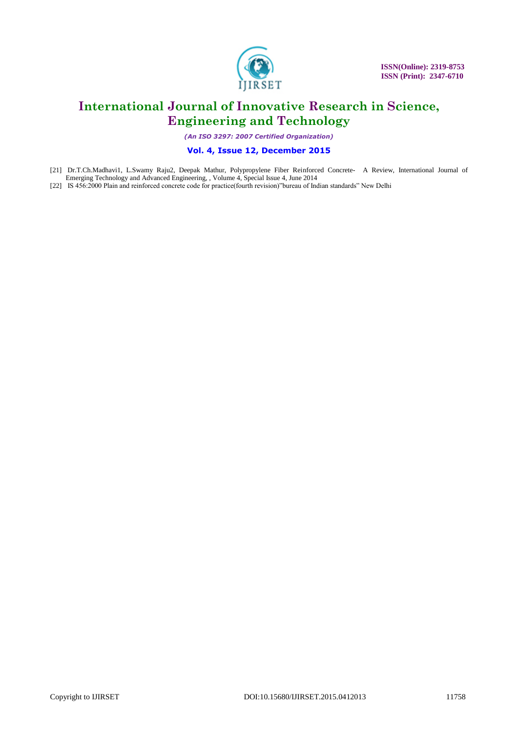[21] Dr.T.Ch.Madhavi1, L.Swamy Raju2, Deepak Mathur, Polypropylene Fiber Reinforced Concrete- A Review, International Journal of Emerging Technology and Advanced Engineering, , Volume 4, Special Issue 4, June 2014

[22] IS 456:2000 Plain and reinforced concrete code for practice(fourth revision)"bureau of Indian standards" New Delhi